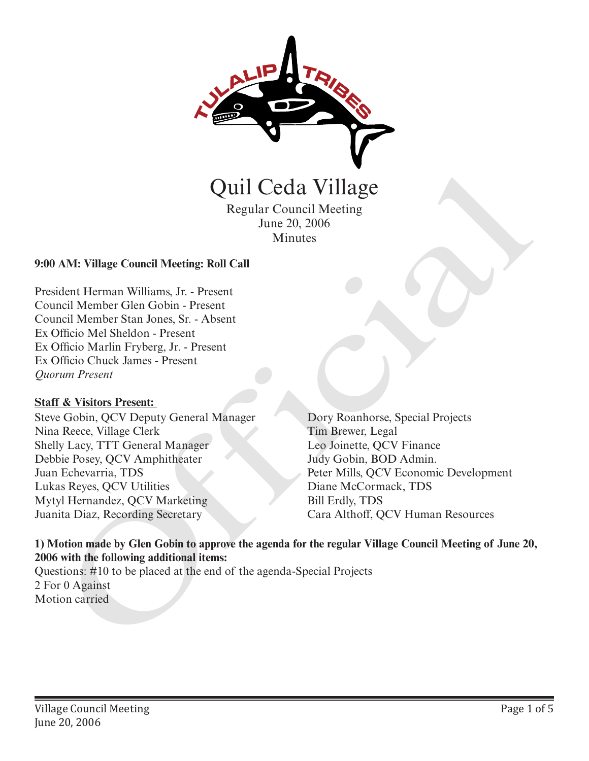# Quil Ceda Village

Regular Council Meeting
June 20, 2006
Minutes

**9:00 AM: Village Council Meeting: Roll Call**

President Herman Williams, Jr. - Present
Council Member Glen Gobin - Present
Council Member Stan Jones, Sr. - Absent
Ex Officio Mel Sheldon - Present
Ex Officio Marlin Fryberg, Jr. - Present
Ex Officio Chuck James - Present
*Quorum Present*

**Staff & Visitors Present:**

Steve Gobin, QCV Deputy General Manager
Nina Reece, Village Clerk
Shelly Lacy, TTT General Manager
Debbie Posey, QCV Amphitheater
Juan Echevarria, TDS
Lukas Reyes, QCV Utilities
Mytyl Hernandez, QCV Marketing
Juanita Diaz, Recording Secretary
Dory Roanhorse, Special Projects
Tim Brewer, Legal
Leo Joinette, QCV Finance
Judy Gobin, BOD Admin.
Peter Mills, QCV Economic Development
Diane McCormack, TDS
Bill Erdly, TDS
Cara Althoff, QCV Human Resources

**1) Motion made by Glen Gobin to approve the agenda for the regular Village Council Meeting of June 20, 2006 with the following additional items:**

Questions: #10 to be placed at the end of the agenda-Special Projects
2 For 0 Against
Motion carried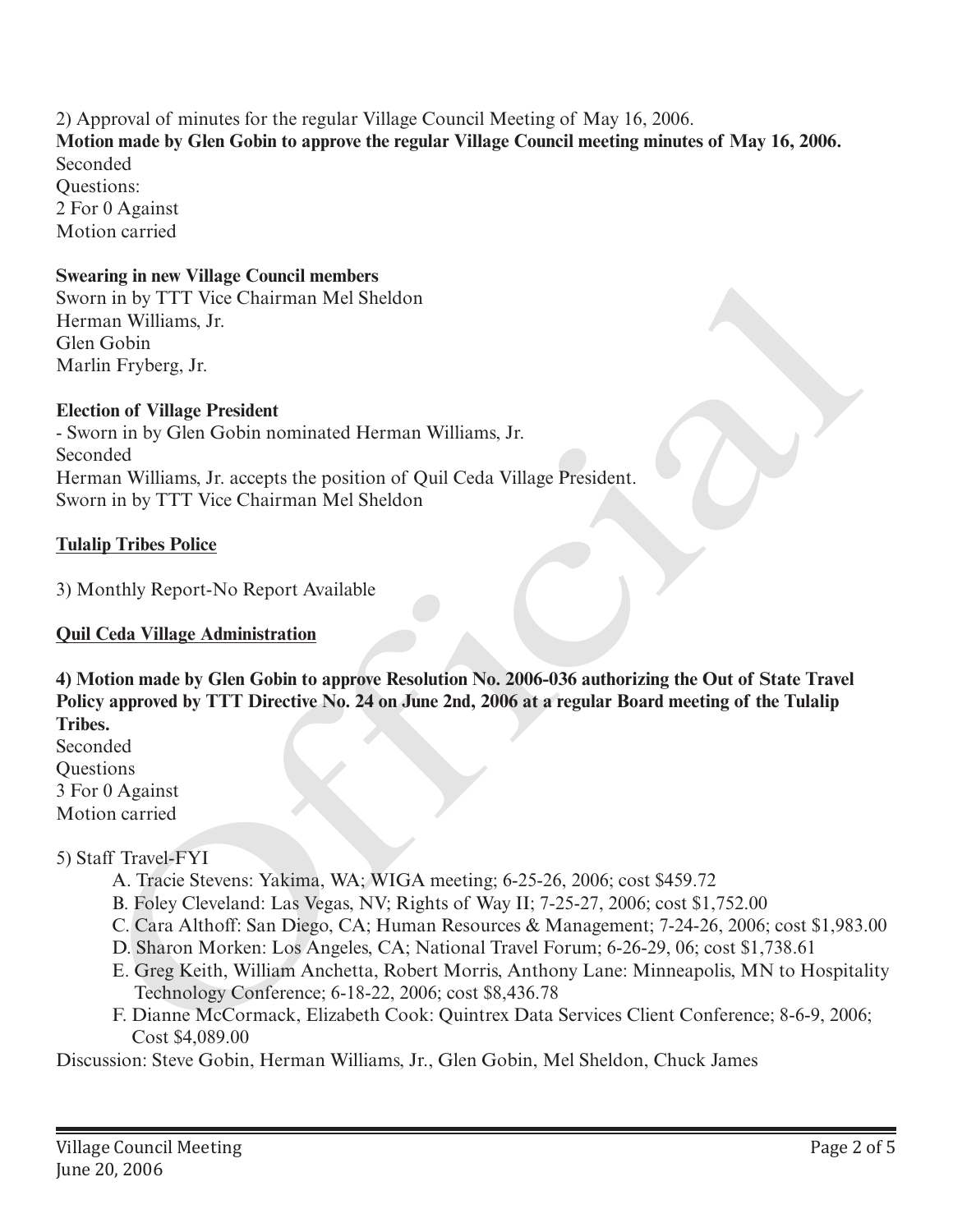2) Approval of minutes for the regular Village Council Meeting of May 16, 2006.

**Motion made by Glen Gobin to approve the regular Village Council meeting minutes of May 16, 2006.**

Seconded

Questions:

2 For 0 Against

Motion carried

**Swearing in new Village Council members**

Sworn in by TTT Vice Chairman Mel Sheldon

Herman Williams, Jr.

Glen Gobin

Marlin Fryberg, Jr.

**Election of Village President**

- Sworn in by Glen Gobin nominated Herman Williams, Jr.

Seconded

Herman Williams, Jr. accepts the position of Quil Ceda Village President.

Sworn in by TTT Vice Chairman Mel Sheldon

## Tulalip Tribes Police

3) Monthly Report-No Report Available

## Quil Ceda Village Administration

**4) Motion made by Glen Gobin to approve Resolution No. 2006-036 authorizing the Out of State Travel Policy approved by TTT Directive No. 24 on June 2nd, 2006 at a regular Board meeting of the Tulalip Tribes.**

Seconded

Questions

3 For 0 Against

Motion carried

5) Staff Travel-FYI

A. Tracie Stevens: Yakima, WA; WIGA meeting; 6-25-26, 2006; cost $459.72

B. Foley Cleveland: Las Vegas, NV; Rights of Way II; 7-25-27, 2006; cost $1,752.00

C. Cara Althoff: San Diego, CA; Human Resources & Management; 7-24-26, 2006; cost $1,983.00

D. Sharon Morken: Los Angeles, CA; National Travel Forum; 6-26-29, 06; cost $1,738.61

E. Greg Keith, William Anchetta, Robert Morris, Anthony Lane: Minneapolis, MN to Hospitality Technology Conference; 6-18-22, 2006; cost $8,436.78

F. Dianne McCormack, Elizabeth Cook: Quintrex Data Services Client Conference; 8-6-9, 2006; Cost $4,089.00

Discussion: Steve Gobin, Herman Williams, Jr., Glen Gobin, Mel Sheldon, Chuck James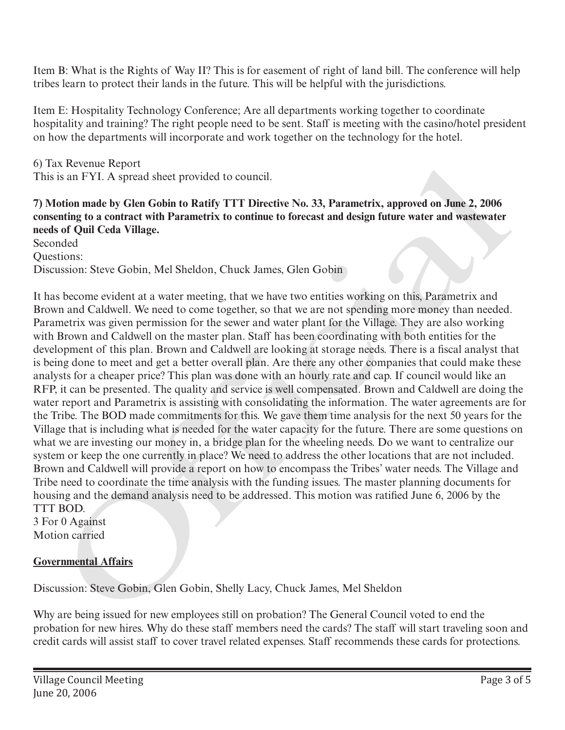Item B: What is the Rights of Way II? This is for easement of right of land bill. The conference will help tribes learn to protect their lands in the future. This will be helpful with the jurisdictions.

Item E: Hospitality Technology Conference; Are all departments working together to coordinate hospitality and training? The right people need to be sent. Staff is meeting with the casino/hotel president on how the departments will incorporate and work together on the technology for the hotel.

6) Tax Revenue Report
This is an FYI. A spread sheet provided to council.

**7) Motion made by Glen Gobin to Ratify TTT Directive No. 33, Parametrix, approved on June 2, 2006 consenting to a contract with Parametrix to continue to forecast and design future water and wastewater needs of Quil Ceda Village.**
Seconded
Questions:
Discussion: Steve Gobin, Mel Sheldon, Chuck James, Glen Gobin

It has become evident at a water meeting, that we have two entities working on this, Parametrix and Brown and Caldwell. We need to come together, so that we are not spending more money than needed. Parametrix was given permission for the sewer and water plant for the Village. They are also working with Brown and Caldwell on the master plan. Staff has been coordinating with both entities for the development of this plan. Brown and Caldwell are looking at storage needs. There is a fiscal analyst that is being done to meet and get a better overall plan. Are there any other companies that could make these analysts for a cheaper price? This plan was done with an hourly rate and cap. If council would like an RFP, it can be presented. The quality and service is well compensated. Brown and Caldwell are doing the water report and Parametrix is assisting with consolidating the information. The water agreements are for the Tribe. The BOD made commitments for this. We gave them time analysis for the next 50 years for the Village that is including what is needed for the water capacity for the future. There are some questions on what we are investing our money in, a bridge plan for the wheeling needs. Do we want to centralize our system or keep the one currently in place? We need to address the other locations that are not included. Brown and Caldwell will provide a report on how to encompass the Tribes' water needs. The Village and Tribe need to coordinate the time analysis with the funding issues. The master planning documents for housing and the demand analysis need to be addressed. This motion was ratified June 6, 2006 by the TTT BOD.
3 For 0 Against
Motion carried

**Governmental Affairs**

Discussion: Steve Gobin, Glen Gobin, Shelly Lacy, Chuck James, Mel Sheldon

Why are being issued for new employees still on probation? The General Council voted to end the probation for new hires. Why do these staff members need the cards? The staff will start traveling soon and credit cards will assist staff to cover travel related expenses. Staff recommends these cards for protections.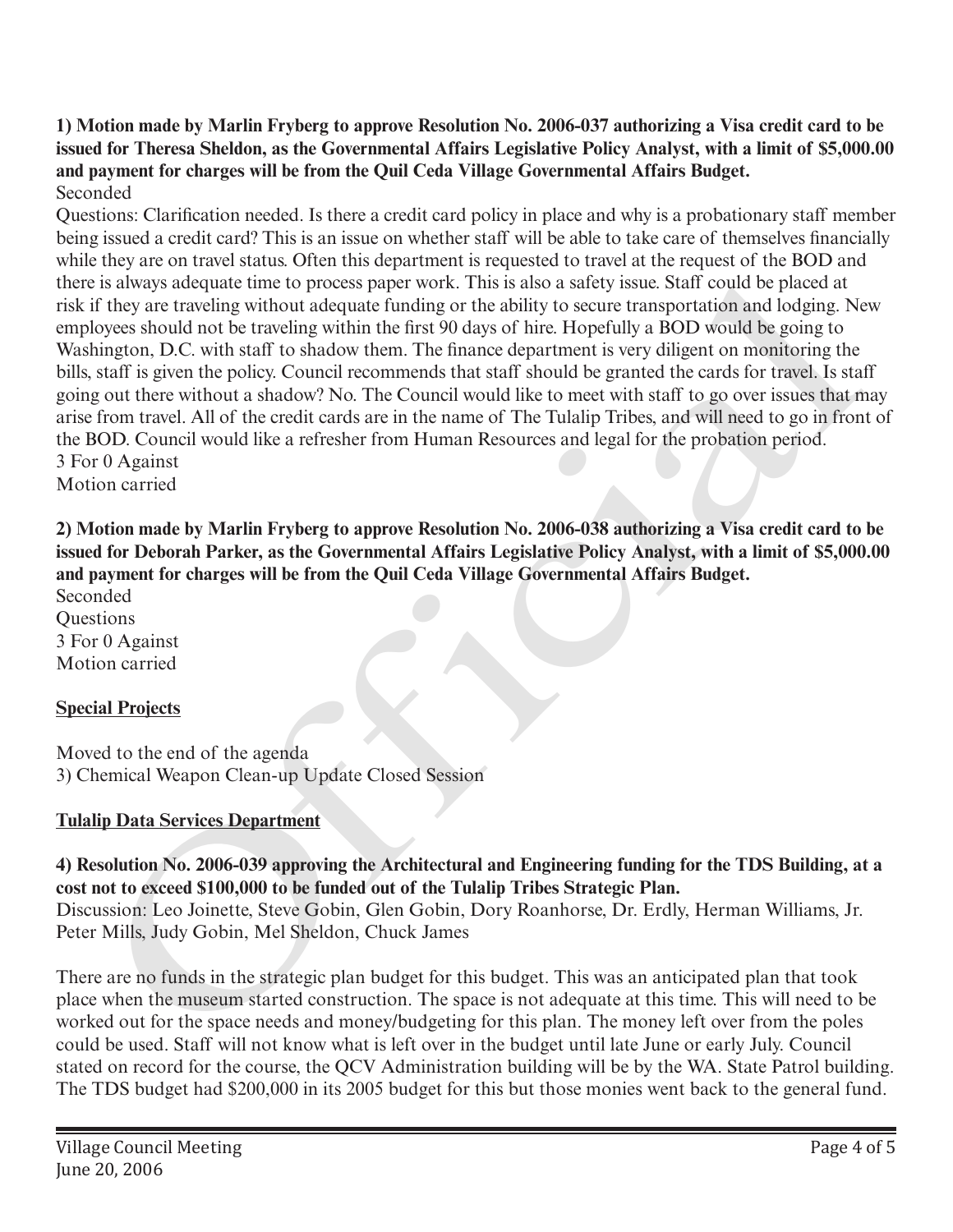**1) Motion made by Marlin Fryberg to approve Resolution No. 2006-037 authorizing a Visa credit card to be issued for Theresa Sheldon, as the Governmental Affairs Legislative Policy Analyst, with a limit of $5,000.00 and payment for charges will be from the Quil Ceda Village Governmental Affairs Budget.**
Seconded
Questions: Clarification needed. Is there a credit card policy in place and why is a probationary staff member being issued a credit card? This is an issue on whether staff will be able to take care of themselves financially while they are on travel status. Often this department is requested to travel at the request of the BOD and there is always adequate time to process paper work. This is also a safety issue. Staff could be placed at risk if they are traveling without adequate funding or the ability to secure transportation and lodging. New employees should not be traveling within the first 90 days of hire. Hopefully a BOD would be going to Washington, D.C. with staff to shadow them. The finance department is very diligent on monitoring the bills, staff is given the policy. Council recommends that staff should be granted the cards for travel. Is staff going out there without a shadow? No. The Council would like to meet with staff to go over issues that may arise from travel. All of the credit cards are in the name of The Tulalip Tribes, and will need to go in front of the BOD. Council would like a refresher from Human Resources and legal for the probation period.
3 For 0 Against
Motion carried

**2) Motion made by Marlin Fryberg to approve Resolution No. 2006-038 authorizing a Visa credit card to be issued for Deborah Parker, as the Governmental Affairs Legislative Policy Analyst, with a limit of $5,000.00 and payment for charges will be from the Quil Ceda Village Governmental Affairs Budget.**
Seconded
Questions
3 For 0 Against
Motion carried

**Special Projects**

Moved to the end of the agenda
3) Chemical Weapon Clean-up Update Closed Session

**Tulalip Data Services Department**

**4) Resolution No. 2006-039 approving the Architectural and Engineering funding for the TDS Building, at a cost not to exceed $100,000 to be funded out of the Tulalip Tribes Strategic Plan.**
Discussion: Leo Joinette, Steve Gobin, Glen Gobin, Dory Roanhorse, Dr. Erdly, Herman Williams, Jr. Peter Mills, Judy Gobin, Mel Sheldon, Chuck James

There are no funds in the strategic plan budget for this budget. This was an anticipated plan that took place when the museum started construction. The space is not adequate at this time. This will need to be worked out for the space needs and money/budgeting for this plan. The money left over from the poles could be used. Staff will not know what is left over in the budget until late June or early July. Council stated on record for the course, the QCV Administration building will be by the WA. State Patrol building. The TDS budget had $200,000 in its 2005 budget for this but those monies went back to the general fund.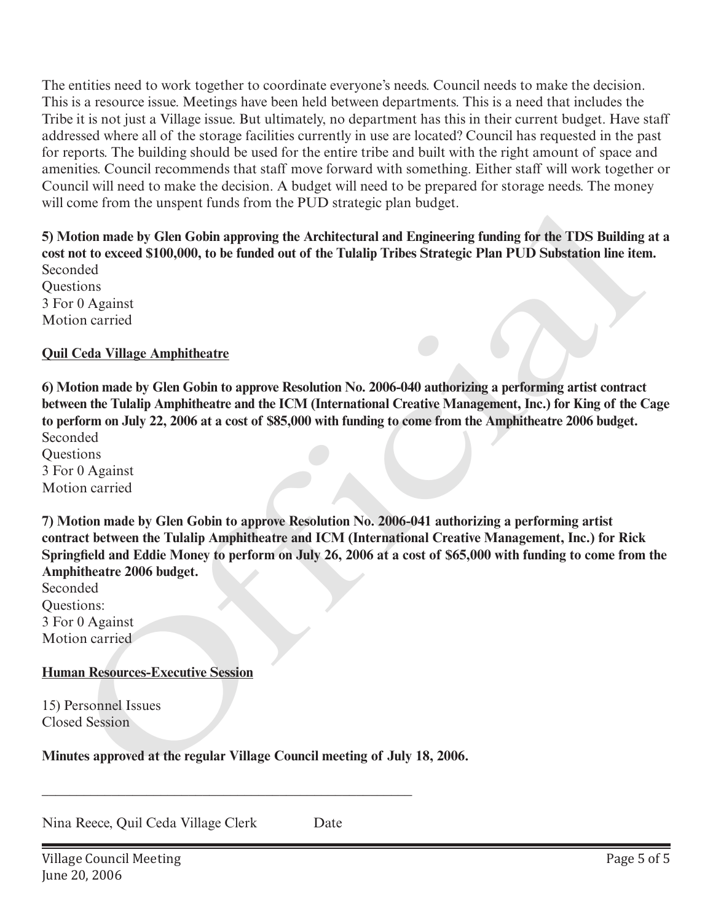The entities need to work together to coordinate everyone's needs. Council needs to make the decision. This is a resource issue. Meetings have been held between departments. This is a need that includes the Tribe it is not just a Village issue. But ultimately, no department has this in their current budget. Have staff addressed where all of the storage facilities currently in use are located? Council has requested in the past for reports. The building should be used for the entire tribe and built with the right amount of space and amenities. Council recommends that staff move forward with something. Either staff will work together or Council will need to make the decision. A budget will need to be prepared for storage needs. The money will come from the unspent funds from the PUD strategic plan budget.

**5) Motion made by Glen Gobin approving the Architectural and Engineering funding for the TDS Building at a cost not to exceed $100,000, to be funded out of the Tulalip Tribes Strategic Plan PUD Substation line item.**
Seconded
Questions
3 For 0 Against
Motion carried

**Quil Ceda Village Amphitheatre**

**6) Motion made by Glen Gobin to approve Resolution No. 2006-040 authorizing a performing artist contract between the Tulalip Amphitheatre and the ICM (International Creative Management, Inc.) for King of the Cage to perform on July 22, 2006 at a cost of $85,000 with funding to come from the Amphitheatre 2006 budget.**
Seconded
Questions
3 For 0 Against
Motion carried

**7) Motion made by Glen Gobin to approve Resolution No. 2006-041 authorizing a performing artist contract between the Tulalip Amphitheatre and ICM (International Creative Management, Inc.) for Rick Springfield and Eddie Money to perform on July 26, 2006 at a cost of $65,000 with funding to come from the Amphitheatre 2006 budget.**
Seconded
Questions:
3 For 0 Against
Motion carried

**Human Resources-Executive Session**

15) Personnel Issues
Closed Session

**Minutes approved at the regular Village Council meeting of July 18, 2006.**

\_\_\_\_\_\_\_\_\_\_\_\_\_\_\_\_\_\_\_\_\_\_\_\_\_\_\_\_\_\_\_\_\_\_\_\_\_\_\_\_\_\_\_\_\_\_\_\_\_\_\_\_

Nina Reece, Quil Ceda Village Clerk Date